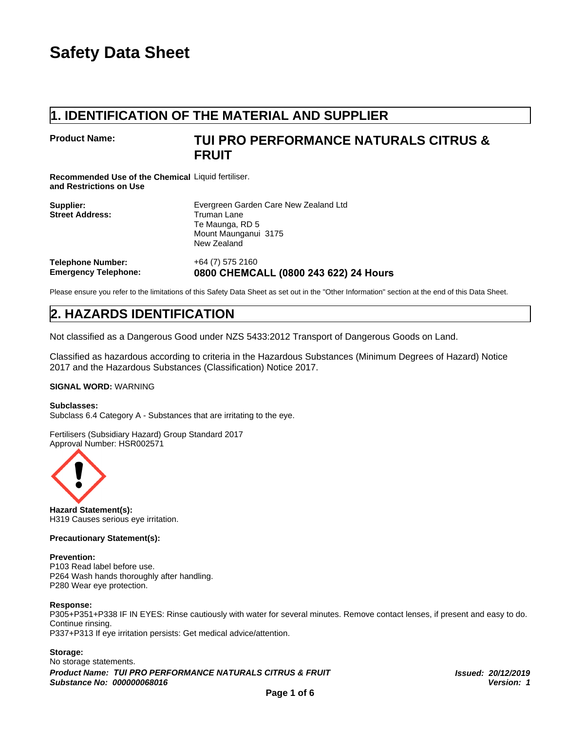# Safety Data Sheet

## 1. IDENTIFICATION OF THE MATERIAL AND SUPPLIER

**Product Name:** **TUI PRO PERFORMANCE NATURALS CITRUS & FRUIT**

**Recommended Use of the Chemical and Restrictions on Use** Liquid fertiliser.

**Supplier:** Evergreen Garden Care New Zealand Ltd
**Street Address:** Truman Lane
Te Maunga, RD 5
Mount Maunganui 3175
New Zealand

**Telephone Number:** +64 (7) 575 2160
**Emergency Telephone:** **0800 CHEMCALL (0800 243 622) 24 Hours**

Please ensure you refer to the limitations of this Safety Data Sheet as set out in the "Other Information" section at the end of this Data Sheet.

## 2. HAZARDS IDENTIFICATION

Not classified as a Dangerous Good under NZS 5433:2012 Transport of Dangerous Goods on Land.

Classified as hazardous according to criteria in the Hazardous Substances (Minimum Degrees of Hazard) Notice 2017 and the Hazardous Substances (Classification) Notice 2017.

**SIGNAL WORD:** WARNING

**Subclasses:**
Subclass 6.4 Category A - Substances that are irritating to the eye.

Fertilisers (Subsidiary Hazard) Group Standard 2017
Approval Number: HSR002571

**Hazard Statement(s):**
H319 Causes serious eye irritation.

**Precautionary Statement(s):**

**Prevention:**
P103 Read label before use.
P264 Wash hands thoroughly after handling.
P280 Wear eye protection.

**Response:**
P305+P351+P338 IF IN EYES: Rinse cautiously with water for several minutes. Remove contact lenses, if present and easy to do. Continue rinsing.
P337+P313 If eye irritation persists: Get medical advice/attention.

**Storage:**
No storage statements.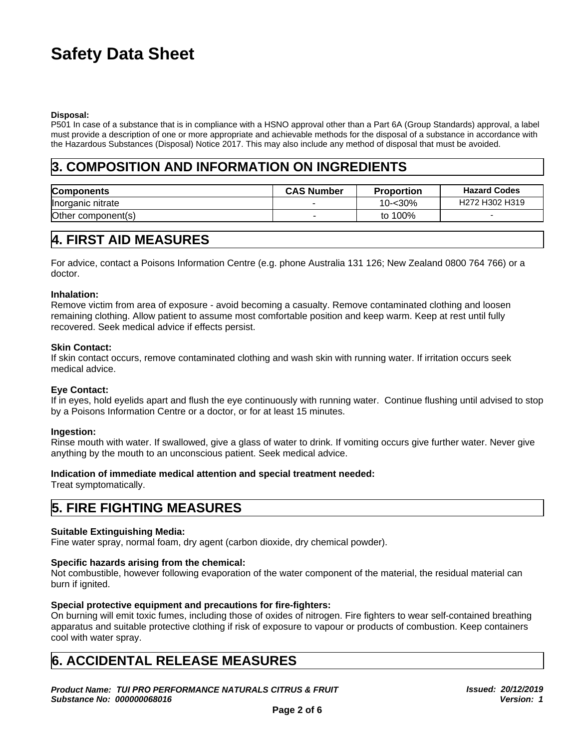**Disposal:**
P501 In case of a substance that is in compliance with a HSNO approval other than a Part 6A (Group Standards) approval, a label must provide a description of one or more appropriate and achievable methods for the disposal of a substance in accordance with the Hazardous Substances (Disposal) Notice 2017. This may also include any method of disposal that must be avoided.

## 3. COMPOSITION AND INFORMATION ON INGREDIENTS

| Components | CAS Number | Proportion | Hazard Codes |
|---|---|---|---|
| Inorganic nitrate | - | 10-<30% | H272 H302 H319 |
| Other component(s) | - | to 100% | - |

## 4. FIRST AID MEASURES

For advice, contact a Poisons Information Centre (e.g. phone Australia 131 126; New Zealand 0800 764 766) or a doctor.

**Inhalation:**
Remove victim from area of exposure - avoid becoming a casualty. Remove contaminated clothing and loosen remaining clothing. Allow patient to assume most comfortable position and keep warm. Keep at rest until fully recovered. Seek medical advice if effects persist.

**Skin Contact:**
If skin contact occurs, remove contaminated clothing and wash skin with running water. If irritation occurs seek medical advice.

**Eye Contact:**
If in eyes, hold eyelids apart and flush the eye continuously with running water. Continue flushing until advised to stop by a Poisons Information Centre or a doctor, or for at least 15 minutes.

**Ingestion:**
Rinse mouth with water. If swallowed, give a glass of water to drink. If vomiting occurs give further water. Never give anything by the mouth to an unconscious patient. Seek medical advice.

**Indication of immediate medical attention and special treatment needed:**
Treat symptomatically.

## 5. FIRE FIGHTING MEASURES

**Suitable Extinguishing Media:**
Fine water spray, normal foam, dry agent (carbon dioxide, dry chemical powder).

**Specific hazards arising from the chemical:**
Not combustible, however following evaporation of the water component of the material, the residual material can burn if ignited.

**Special protective equipment and precautions for fire-fighters:**
On burning will emit toxic fumes, including those of oxides of nitrogen. Fire fighters to wear self-contained breathing apparatus and suitable protective clothing if risk of exposure to vapour or products of combustion. Keep containers cool with water spray.

## 6. ACCIDENTAL RELEASE MEASURES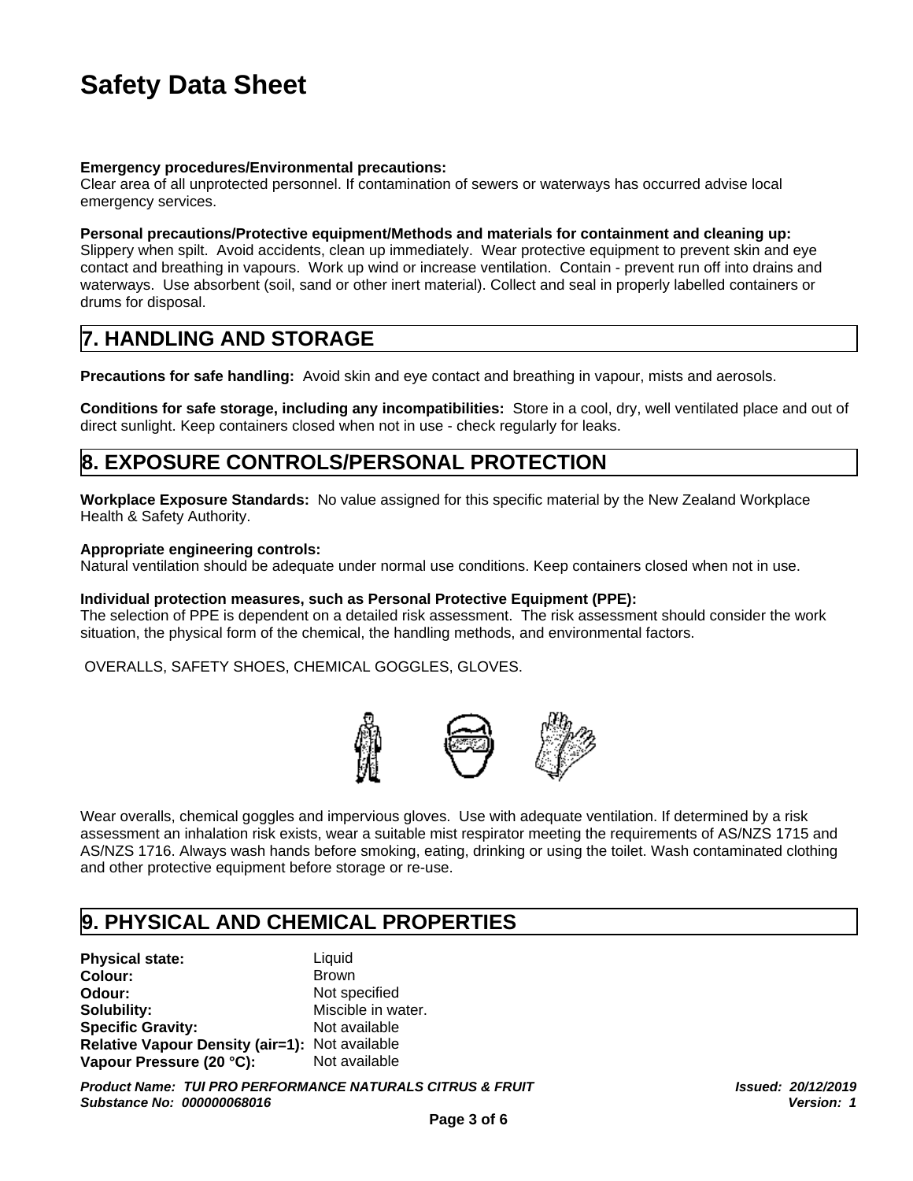**Emergency procedures/Environmental precautions:**
Clear area of all unprotected personnel. If contamination of sewers or waterways has occurred advise local emergency services.

**Personal precautions/Protective equipment/Methods and materials for containment and cleaning up:**
Slippery when spilt. Avoid accidents, clean up immediately. Wear protective equipment to prevent skin and eye contact and breathing in vapours. Work up wind or increase ventilation. Contain - prevent run off into drains and waterways. Use absorbent (soil, sand or other inert material). Collect and seal in properly labelled containers or drums for disposal.

## 7. HANDLING AND STORAGE

**Precautions for safe handling:** Avoid skin and eye contact and breathing in vapour, mists and aerosols.

**Conditions for safe storage, including any incompatibilities:** Store in a cool, dry, well ventilated place and out of direct sunlight. Keep containers closed when not in use - check regularly for leaks.

## 8. EXPOSURE CONTROLS/PERSONAL PROTECTION

**Workplace Exposure Standards:** No value assigned for this specific material by the New Zealand Workplace Health & Safety Authority.

**Appropriate engineering controls:**
Natural ventilation should be adequate under normal use conditions. Keep containers closed when not in use.

**Individual protection measures, such as Personal Protective Equipment (PPE):**
The selection of PPE is dependent on a detailed risk assessment. The risk assessment should consider the work situation, the physical form of the chemical, the handling methods, and environmental factors.

OVERALLS, SAFETY SHOES, CHEMICAL GOGGLES, GLOVES.

Wear overalls, chemical goggles and impervious gloves. Use with adequate ventilation. If determined by a risk assessment an inhalation risk exists, wear a suitable mist respirator meeting the requirements of AS/NZS 1715 and AS/NZS 1716. Always wash hands before smoking, eating, drinking or using the toilet. Wash contaminated clothing and other protective equipment before storage or re-use.

## 9. PHYSICAL AND CHEMICAL PROPERTIES

**Physical state:** Liquid
**Colour:** Brown
**Odour:** Not specified
**Solubility:** Miscible in water.
**Specific Gravity:** Not available
**Relative Vapour Density (air=1):** Not available
**Vapour Pressure (20 °C):** Not available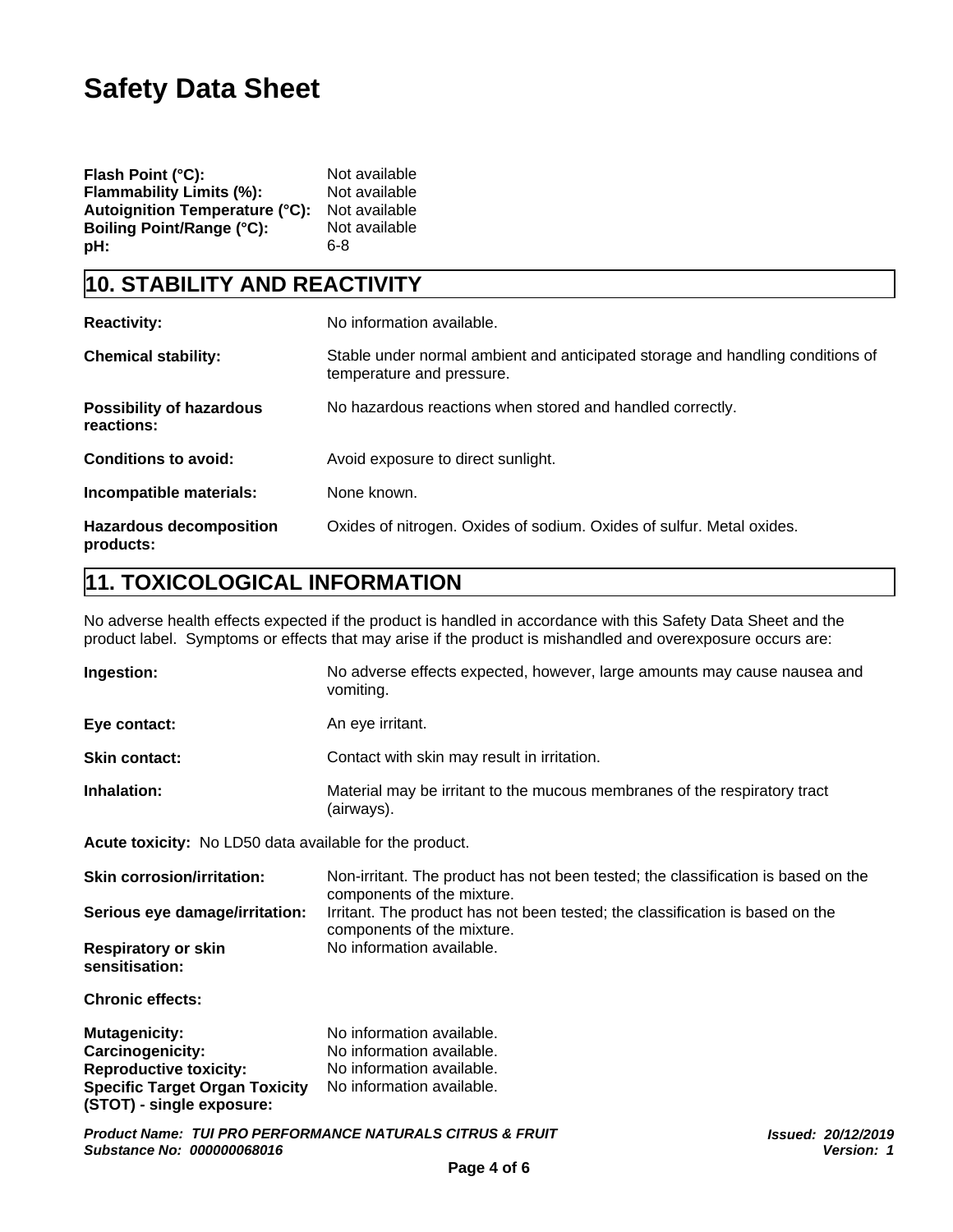# Safety Data Sheet

**Flash Point (°C):** Not available
**Flammability Limits (%):** Not available
**Autoignition Temperature (°C):** Not available
**Boiling Point/Range (°C):** Not available
**pH:** 6-8

## 10. STABILITY AND REACTIVITY

**Reactivity:** No information available.

**Chemical stability:** Stable under normal ambient and anticipated storage and handling conditions of temperature and pressure.

**Possibility of hazardous reactions:** No hazardous reactions when stored and handled correctly.

**Conditions to avoid:** Avoid exposure to direct sunlight.

**Incompatible materials:** None known.

**Hazardous decomposition products:** Oxides of nitrogen. Oxides of sodium. Oxides of sulfur. Metal oxides.

## 11. TOXICOLOGICAL INFORMATION

No adverse health effects expected if the product is handled in accordance with this Safety Data Sheet and the product label. Symptoms or effects that may arise if the product is mishandled and overexposure occurs are:

**Ingestion:** No adverse effects expected, however, large amounts may cause nausea and vomiting.

**Eye contact:** An eye irritant.

**Skin contact:** Contact with skin may result in irritation.

**Inhalation:** Material may be irritant to the mucous membranes of the respiratory tract (airways).

**Acute toxicity:** No LD50 data available for the product.

**Skin corrosion/irritation:** Non-irritant. The product has not been tested; the classification is based on the components of the mixture.

**Serious eye damage/irritation:** Irritant. The product has not been tested; the classification is based on the components of the mixture.

**Respiratory or skin sensitisation:** No information available.

**Chronic effects:**

**Mutagenicity:** No information available.
**Carcinogenicity:** No information available.
**Reproductive toxicity:** No information available.
**Specific Target Organ Toxicity (STOT) - single exposure:** No information available.

*Product Name: TUI PRO PERFORMANCE NATURALS CITRUS & FRUIT*
*Substance No: 000000068016*
*Issued: 20/12/2019*
*Version: 1*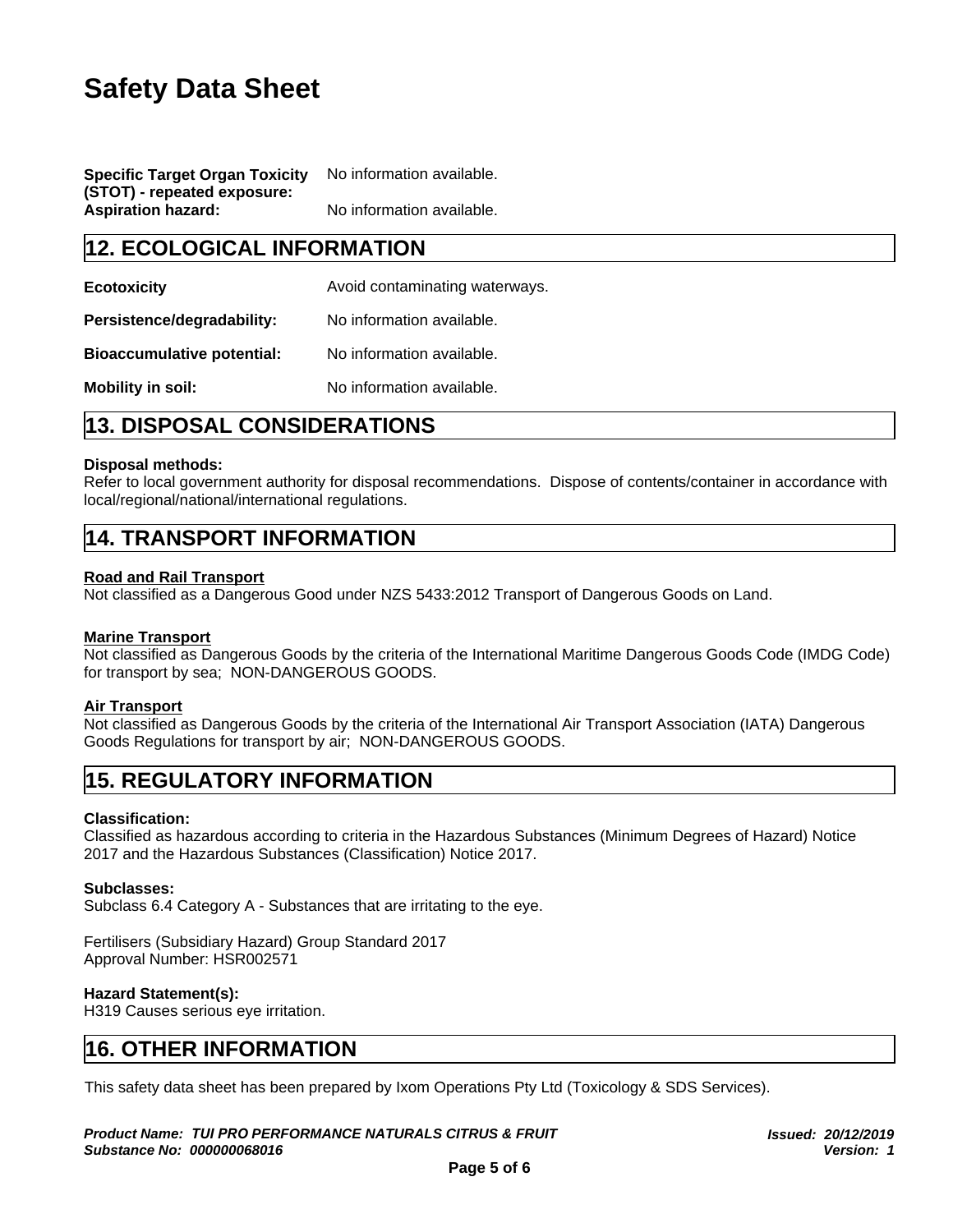**Specific Target Organ Toxicity (STOT) - repeated exposure:** No information available.

**Aspiration hazard:** No information available.

## 12. ECOLOGICAL INFORMATION

**Ecotoxicity** Avoid contaminating waterways.

**Persistence/degradability:** No information available.

**Bioaccumulative potential:** No information available.

**Mobility in soil:** No information available.

## 13. DISPOSAL CONSIDERATIONS

**Disposal methods:**
Refer to local government authority for disposal recommendations. Dispose of contents/container in accordance with local/regional/national/international regulations.

## 14. TRANSPORT INFORMATION

**Road and Rail Transport**
Not classified as a Dangerous Good under NZS 5433:2012 Transport of Dangerous Goods on Land.

**Marine Transport**
Not classified as Dangerous Goods by the criteria of the International Maritime Dangerous Goods Code (IMDG Code) for transport by sea; NON-DANGEROUS GOODS.

**Air Transport**
Not classified as Dangerous Goods by the criteria of the International Air Transport Association (IATA) Dangerous Goods Regulations for transport by air; NON-DANGEROUS GOODS.

## 15. REGULATORY INFORMATION

**Classification:**
Classified as hazardous according to criteria in the Hazardous Substances (Minimum Degrees of Hazard) Notice 2017 and the Hazardous Substances (Classification) Notice 2017.

**Subclasses:**
Subclass 6.4 Category A - Substances that are irritating to the eye.

Fertilisers (Subsidiary Hazard) Group Standard 2017
Approval Number: HSR002571

**Hazard Statement(s):**
H319 Causes serious eye irritation.

## 16. OTHER INFORMATION

This safety data sheet has been prepared by Ixom Operations Pty Ltd (Toxicology & SDS Services).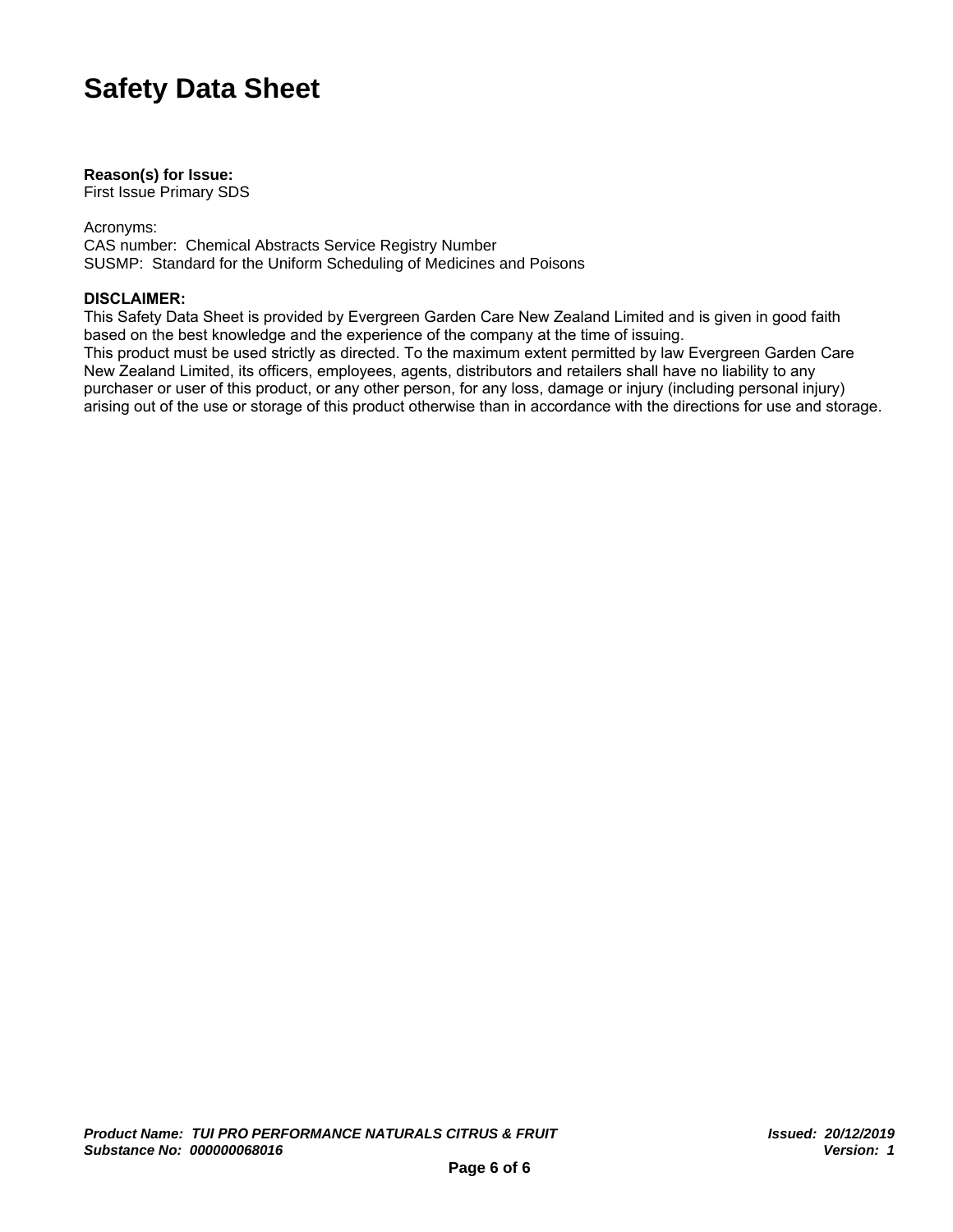# Safety Data Sheet

**Reason(s) for Issue:**
First Issue Primary SDS

Acronyms:
CAS number:  Chemical Abstracts Service Registry Number
SUSMP:  Standard for the Uniform Scheduling of Medicines and Poisons

**DISCLAIMER:**
This Safety Data Sheet is provided by Evergreen Garden Care New Zealand Limited and is given in good faith based on the best knowledge and the experience of the company at the time of issuing.
This product must be used strictly as directed. To the maximum extent permitted by law Evergreen Garden Care New Zealand Limited, its officers, employees, agents, distributors and retailers shall have no liability to any purchaser or user of this product, or any other person, for any loss, damage or injury (including personal injury) arising out of the use or storage of this product otherwise than in accordance with the directions for use and storage.